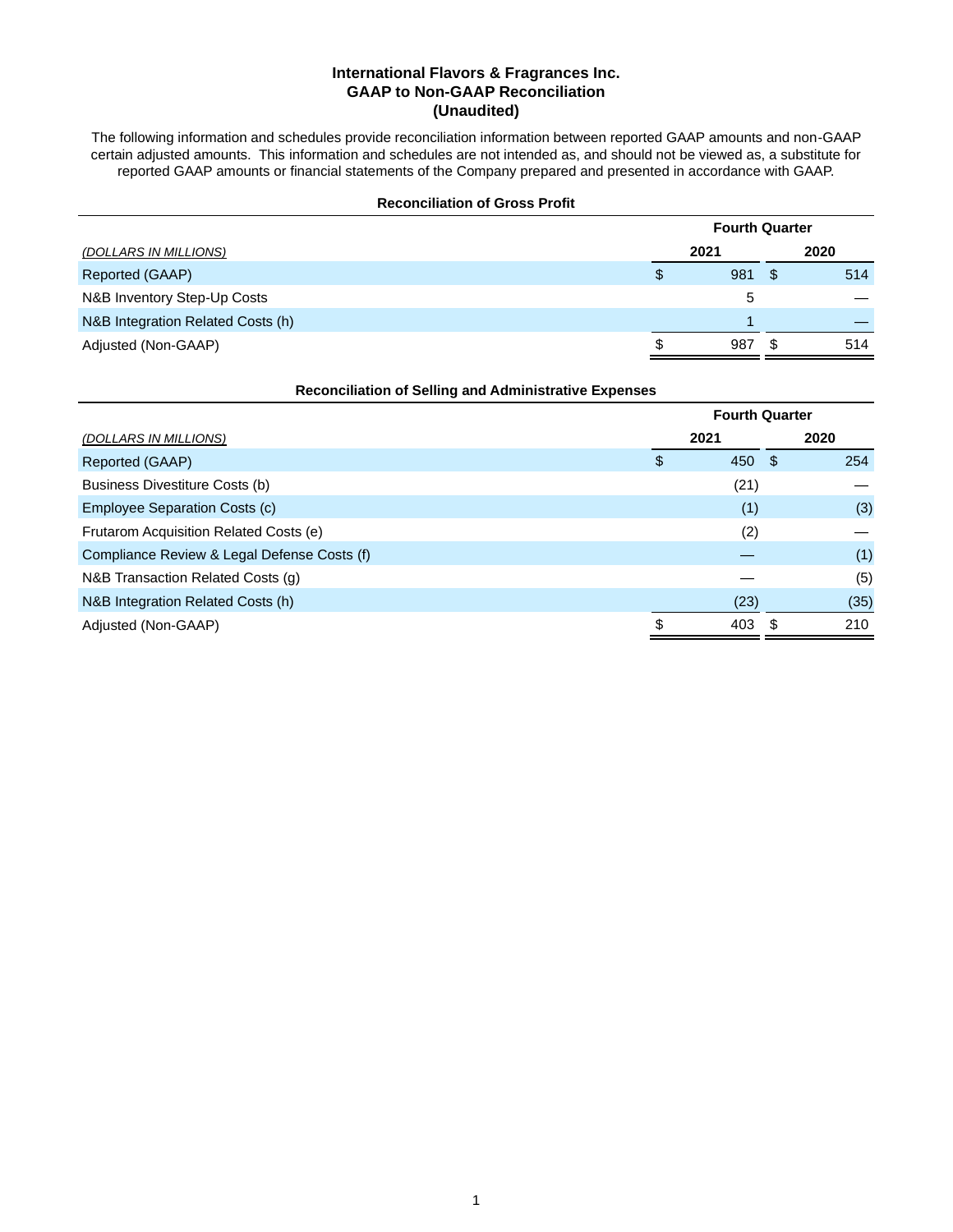# International Flavors & Fragrances Inc.
## GAAP to Non-GAAP Reconciliation
## (Unaudited)

The following information and schedules provide reconciliation information between reported GAAP amounts and non-GAAP certain adjusted amounts. This information and schedules are not intended as, and should not be viewed as, a substitute for reported GAAP amounts or financial statements of the Company prepared and presented in accordance with GAAP.

**Reconciliation of Gross Profit**

| | Fourth Quarter | |
|---|---|---|
| *(DOLLARS IN MILLIONS)* | 2021 | 2020 |
| Reported (GAAP) | $ 981 | $ 514 |
| N&B Inventory Step-Up Costs | 5 | — |
| N&B Integration Related Costs (h) | 1 | — |
| Adjusted (Non-GAAP) | $ 987 | $ 514 |

**Reconciliation of Selling and Administrative Expenses**

| | Fourth Quarter | |
|---|---|---|
| *(DOLLARS IN MILLIONS)* | 2021 | 2020 |
| Reported (GAAP) | $ 450 | $ 254 |
| Business Divestiture Costs (b) | (21) | — |
| Employee Separation Costs (c) | (1) | (3) |
| Frutarom Acquisition Related Costs (e) | (2) | — |
| Compliance Review & Legal Defense Costs (f) | — | (1) |
| N&B Transaction Related Costs (g) | — | (5) |
| N&B Integration Related Costs (h) | (23) | (35) |
| Adjusted (Non-GAAP) | $ 403 | $ 210 |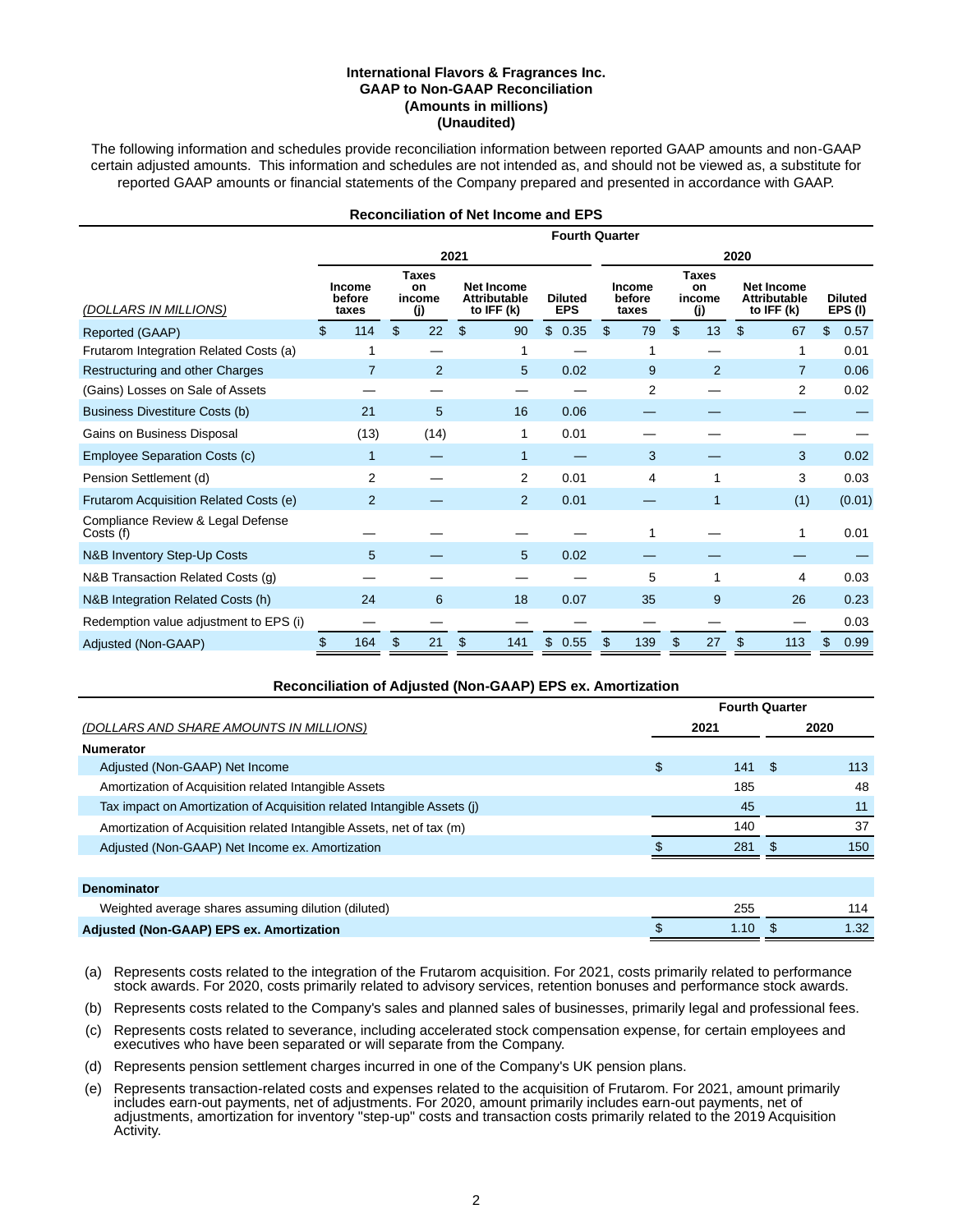**International Flavors & Fragrances Inc.**
**GAAP to Non-GAAP Reconciliation**
**(Amounts in millions)**
**(Unaudited)**

The following information and schedules provide reconciliation information between reported GAAP amounts and non-GAAP certain adjusted amounts. This information and schedules are not intended as, and should not be viewed as, a substitute for reported GAAP amounts or financial statements of the Company prepared and presented in accordance with GAAP.

**Reconciliation of Net Income and EPS**

| | Fourth Quarter | | | | | | | |
|---|---|---|---|---|---|---|---|---|
| | 2021 | | | | 2020 | | | |
| *(DOLLARS IN MILLIONS)* | Income before taxes | Taxes on income (j) | Net Income Attributable to IFF (k) | Diluted EPS | Income before taxes | Taxes on income (j) | Net Income Attributable to IFF (k) | Diluted EPS (l) |
| Reported (GAAP) | $ 114 | $ 22 | $ 90 | $ 0.35 | $ 79 | $ 13 | $ 67 | $ 0.57 |
| Frutarom Integration Related Costs (a) | 1 | — | 1 | — | 1 | — | 1 | 0.01 |
| Restructuring and other Charges | 7 | 2 | 5 | 0.02 | 9 | 2 | 7 | 0.06 |
| (Gains) Losses on Sale of Assets | — | — | — | — | 2 | — | 2 | 0.02 |
| Business Divestiture Costs (b) | 21 | 5 | 16 | 0.06 | — | — | — | — |
| Gains on Business Disposal | (13) | (14) | 1 | 0.01 | — | — | — | — |
| Employee Separation Costs (c) | 1 | — | 1 | — | 3 | — | 3 | 0.02 |
| Pension Settlement (d) | 2 | — | 2 | 0.01 | 4 | 1 | 3 | 0.03 |
| Frutarom Acquisition Related Costs (e) | 2 | — | 2 | 0.01 | — | 1 | (1) | (0.01) |
| Compliance Review & Legal Defense Costs (f) | — | — | — | — | 1 | — | 1 | 0.01 |
| N&B Inventory Step-Up Costs | 5 | — | 5 | 0.02 | — | — | — | — |
| N&B Transaction Related Costs (g) | — | — | — | — | 5 | 1 | 4 | 0.03 |
| N&B Integration Related Costs (h) | 24 | 6 | 18 | 0.07 | 35 | 9 | 26 | 0.23 |
| Redemption value adjustment to EPS (i) | — | — | — | — | — | — | — | 0.03 |
| Adjusted (Non-GAAP) | $ 164 | $ 21 | $ 141 | $ 0.55 | $ 139 | $ 27 | $ 113 | $ 0.99 |

**Reconciliation of Adjusted (Non-GAAP) EPS ex. Amortization**

| | Fourth Quarter | |
|---|---|---|
| *(DOLLARS AND SHARE AMOUNTS IN MILLIONS)* | 2021 | 2020 |
| **Numerator** | | |
| Adjusted (Non-GAAP) Net Income | $ 141 | $ 113 |
| Amortization of Acquisition related Intangible Assets | 185 | 48 |
| Tax impact on Amortization of Acquisition related Intangible Assets (j) | 45 | 11 |
| Amortization of Acquisition related Intangible Assets, net of tax (m) | 140 | 37 |
| Adjusted (Non-GAAP) Net Income ex. Amortization | $ 281 | $ 150 |
| | | |
| **Denominator** | | |
| Weighted average shares assuming dilution (diluted) | 255 | 114 |
| **Adjusted (Non-GAAP) EPS ex. Amortization** | $ 1.10 | $ 1.32 |

(a) Represents costs related to the integration of the Frutarom acquisition. For 2021, costs primarily related to performance stock awards. For 2020, costs primarily related to advisory services, retention bonuses and performance stock awards.

(b) Represents costs related to the Company's sales and planned sales of businesses, primarily legal and professional fees.

(c) Represents costs related to severance, including accelerated stock compensation expense, for certain employees and executives who have been separated or will separate from the Company.

(d) Represents pension settlement charges incurred in one of the Company's UK pension plans.

(e) Represents transaction-related costs and expenses related to the acquisition of Frutarom. For 2021, amount primarily includes earn-out payments, net of adjustments. For 2020, amount primarily includes earn-out payments, net of adjustments, amortization for inventory "step-up" costs and transaction costs primarily related to the 2019 Acquisition Activity.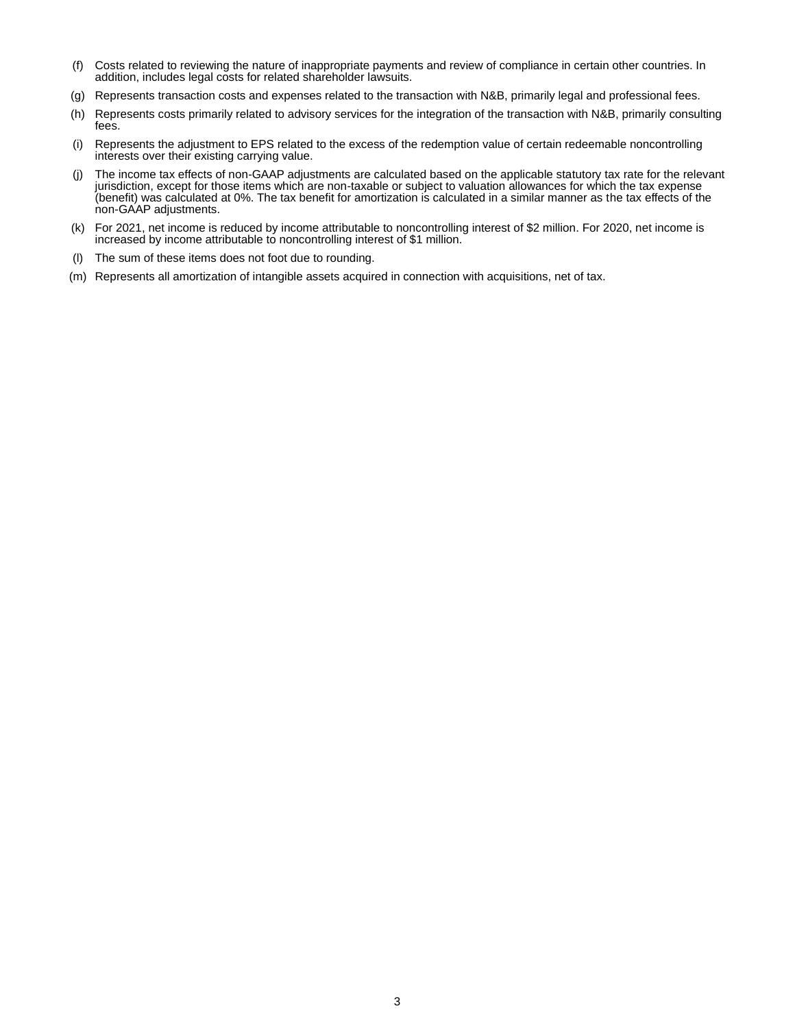(f) Costs related to reviewing the nature of inappropriate payments and review of compliance in certain other countries. In addition, includes legal costs for related shareholder lawsuits.

(g) Represents transaction costs and expenses related to the transaction with N&B, primarily legal and professional fees.

(h) Represents costs primarily related to advisory services for the integration of the transaction with N&B, primarily consulting fees.

(i) Represents the adjustment to EPS related to the excess of the redemption value of certain redeemable noncontrolling interests over their existing carrying value.

(j) The income tax effects of non-GAAP adjustments are calculated based on the applicable statutory tax rate for the relevant jurisdiction, except for those items which are non-taxable or subject to valuation allowances for which the tax expense (benefit) was calculated at 0%. The tax benefit for amortization is calculated in a similar manner as the tax effects of the non-GAAP adjustments.

(k) For 2021, net income is reduced by income attributable to noncontrolling interest of $2 million. For 2020, net income is increased by income attributable to noncontrolling interest of $1 million.

(l) The sum of these items does not foot due to rounding.

(m) Represents all amortization of intangible assets acquired in connection with acquisitions, net of tax.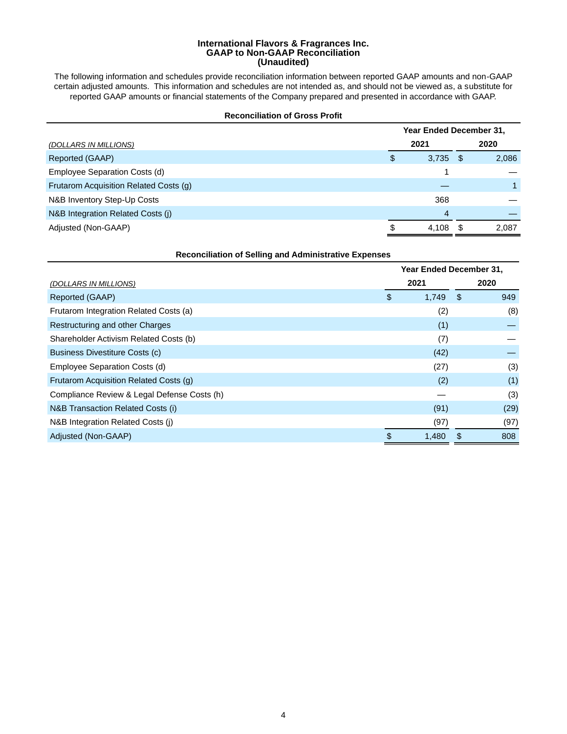# International Flavors & Fragrances Inc.
## GAAP to Non-GAAP Reconciliation
## (Unaudited)

The following information and schedules provide reconciliation information between reported GAAP amounts and non-GAAP certain adjusted amounts. This information and schedules are not intended as, and should not be viewed as, a substitute for reported GAAP amounts or financial statements of the Company prepared and presented in accordance with GAAP.

### Reconciliation of Gross Profit

| *(DOLLARS IN MILLIONS)* | Year Ended December 31, 2021 | Year Ended December 31, 2020 |
|---|---|---|
| Reported (GAAP) | $ 3,735 | $ 2,086 |
| Employee Separation Costs (d) | 1 | — |
| Frutarom Acquisition Related Costs (g) | — | 1 |
| N&B Inventory Step-Up Costs | 368 | — |
| N&B Integration Related Costs (j) | 4 | — |
| Adjusted (Non-GAAP) | $ 4,108 | $ 2,087 |

### Reconciliation of Selling and Administrative Expenses

| *(DOLLARS IN MILLIONS)* | Year Ended December 31, 2021 | Year Ended December 31, 2020 |
|---|---|---|
| Reported (GAAP) | $ 1,749 | $ 949 |
| Frutarom Integration Related Costs (a) | (2) | (8) |
| Restructuring and other Charges | (1) | — |
| Shareholder Activism Related Costs (b) | (7) | — |
| Business Divestiture Costs (c) | (42) | — |
| Employee Separation Costs (d) | (27) | (3) |
| Frutarom Acquisition Related Costs (g) | (2) | (1) |
| Compliance Review & Legal Defense Costs (h) | — | (3) |
| N&B Transaction Related Costs (i) | (91) | (29) |
| N&B Integration Related Costs (j) | (97) | (97) |
| Adjusted (Non-GAAP) | $ 1,480 | $ 808 |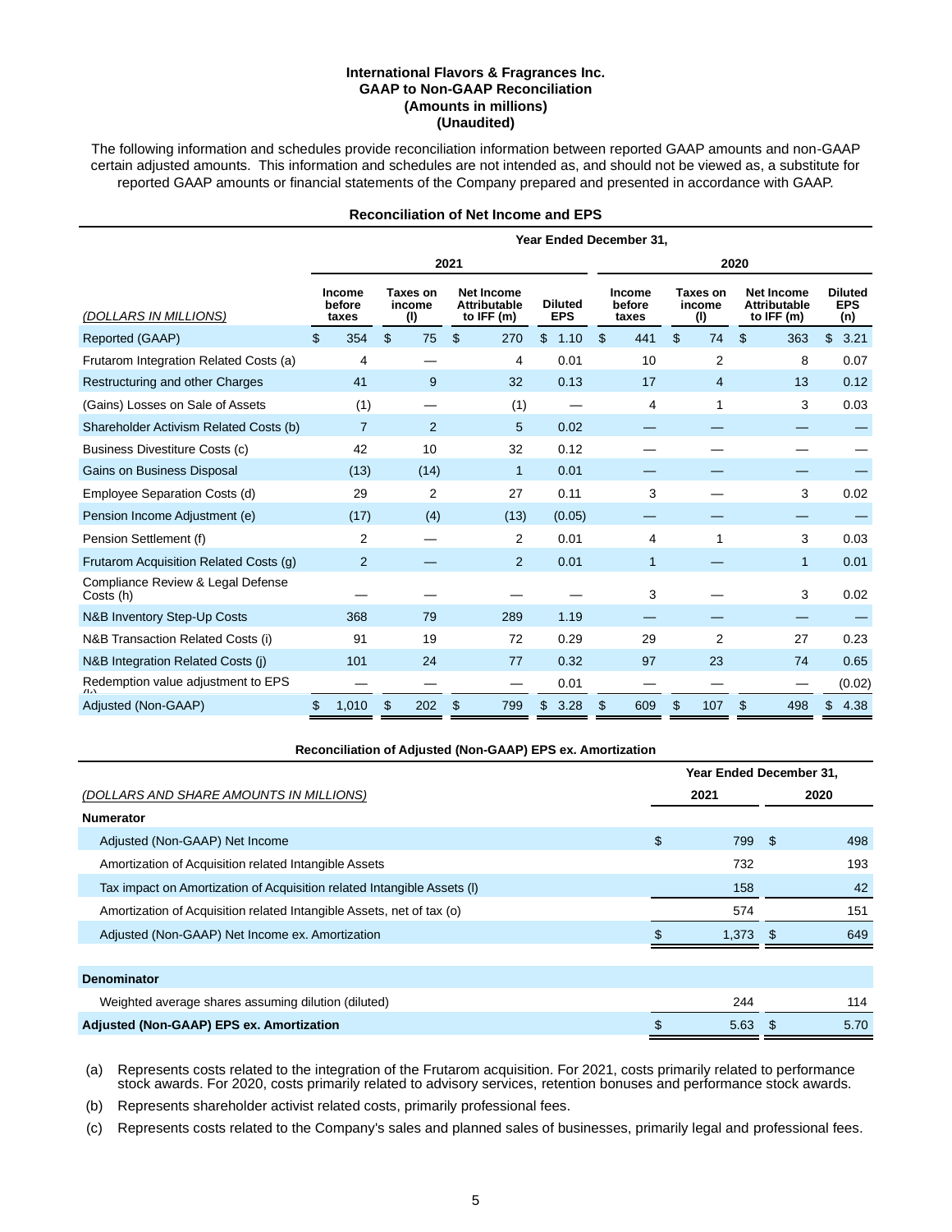**International Flavors & Fragrances Inc.**
**GAAP to Non-GAAP Reconciliation**
**(Amounts in millions)**
**(Unaudited)**

The following information and schedules provide reconciliation information between reported GAAP amounts and non-GAAP certain adjusted amounts. This information and schedules are not intended as, and should not be viewed as, a substitute for reported GAAP amounts or financial statements of the Company prepared and presented in accordance with GAAP.

**Reconciliation of Net Income and EPS**

| | Year Ended December 31, | | | | | | | |
|---|---|---|---|---|---|---|---|---|
| | 2021 | | | | 2020 | | | |
| *(DOLLARS IN MILLIONS)* | Income before taxes | Taxes on income (l) | Net Income Attributable to IFF (m) | Diluted EPS | Income before taxes | Taxes on income (l) | Net Income Attributable to IFF (m) | Diluted EPS (n) |
| Reported (GAAP) | $ 354 | $ 75 | $ 270 | $ 1.10 | $ 441 | $ 74 | $ 363 | $ 3.21 |
| Frutarom Integration Related Costs (a) | 4 | — | 4 | 0.01 | 10 | 2 | 8 | 0.07 |
| Restructuring and other Charges | 41 | 9 | 32 | 0.13 | 17 | 4 | 13 | 0.12 |
| (Gains) Losses on Sale of Assets | (1) | — | (1) | — | 4 | 1 | 3 | 0.03 |
| Shareholder Activism Related Costs (b) | 7 | 2 | 5 | 0.02 | — | — | — | — |
| Business Divestiture Costs (c) | 42 | 10 | 32 | 0.12 | — | — | — | — |
| Gains on Business Disposal | (13) | (14) | 1 | 0.01 | — | — | — | — |
| Employee Separation Costs (d) | 29 | 2 | 27 | 0.11 | 3 | — | 3 | 0.02 |
| Pension Income Adjustment (e) | (17) | (4) | (13) | (0.05) | — | — | — | — |
| Pension Settlement (f) | 2 | — | 2 | 0.01 | 4 | 1 | 3 | 0.03 |
| Frutarom Acquisition Related Costs (g) | 2 | — | 2 | 0.01 | 1 | — | 1 | 0.01 |
| Compliance Review & Legal Defense Costs (h) | — | — | — | — | 3 | — | 3 | 0.02 |
| N&B Inventory Step-Up Costs | 368 | 79 | 289 | 1.19 | — | — | — | — |
| N&B Transaction Related Costs (i) | 91 | 19 | 72 | 0.29 | 29 | 2 | 27 | 0.23 |
| N&B Integration Related Costs (j) | 101 | 24 | 77 | 0.32 | 97 | 23 | 74 | 0.65 |
| Redemption value adjustment to EPS (k) | — | — | — | 0.01 | — | — | — | (0.02) |
| Adjusted (Non-GAAP) | $ 1,010 | $ 202 | $ 799 | $ 3.28 | $ 609 | $ 107 | $ 498 | $ 4.38 |

**Reconciliation of Adjusted (Non-GAAP) EPS ex. Amortization**

| | Year Ended December 31, | |
|---|---|---|
| *(DOLLARS AND SHARE AMOUNTS IN MILLIONS)* | 2021 | 2020 |
| **Numerator** | | |
| Adjusted (Non-GAAP) Net Income | $ 799 | $ 498 |
| Amortization of Acquisition related Intangible Assets | 732 | 193 |
| Tax impact on Amortization of Acquisition related Intangible Assets (l) | 158 | 42 |
| Amortization of Acquisition related Intangible Assets, net of tax (o) | 574 | 151 |
| Adjusted (Non-GAAP) Net Income ex. Amortization | $ 1,373 | $ 649 |
| **Denominator** | | |
| Weighted average shares assuming dilution (diluted) | 244 | 114 |
| **Adjusted (Non-GAAP) EPS ex. Amortization** | $ 5.63 | $ 5.70 |

(a) Represents costs related to the integration of the Frutarom acquisition. For 2021, costs primarily related to performance stock awards. For 2020, costs primarily related to advisory services, retention bonuses and performance stock awards.

(b) Represents shareholder activist related costs, primarily professional fees.

(c) Represents costs related to the Company's sales and planned sales of businesses, primarily legal and professional fees.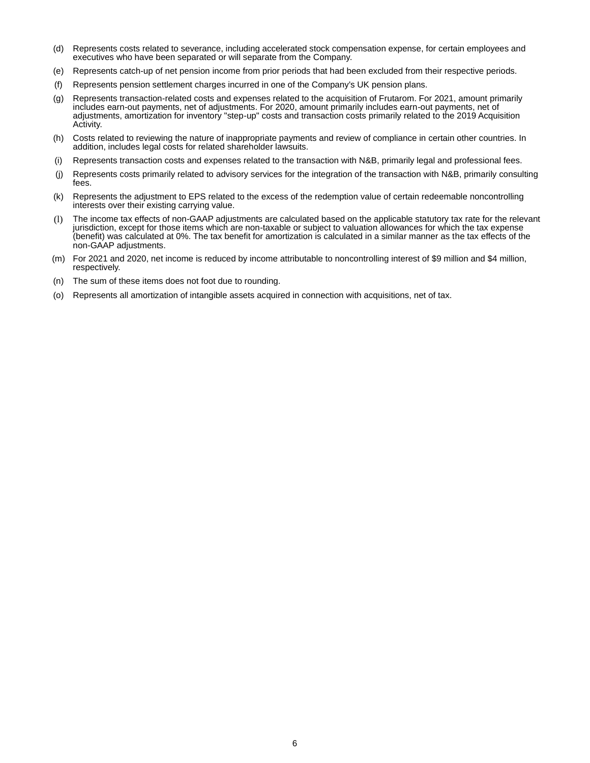(d) Represents costs related to severance, including accelerated stock compensation expense, for certain employees and executives who have been separated or will separate from the Company.

(e) Represents catch-up of net pension income from prior periods that had been excluded from their respective periods.

(f) Represents pension settlement charges incurred in one of the Company's UK pension plans.

(g) Represents transaction-related costs and expenses related to the acquisition of Frutarom. For 2021, amount primarily includes earn-out payments, net of adjustments. For 2020, amount primarily includes earn-out payments, net of adjustments, amortization for inventory "step-up" costs and transaction costs primarily related to the 2019 Acquisition Activity.

(h) Costs related to reviewing the nature of inappropriate payments and review of compliance in certain other countries. In addition, includes legal costs for related shareholder lawsuits.

(i) Represents transaction costs and expenses related to the transaction with N&B, primarily legal and professional fees.

(j) Represents costs primarily related to advisory services for the integration of the transaction with N&B, primarily consulting fees.

(k) Represents the adjustment to EPS related to the excess of the redemption value of certain redeemable noncontrolling interests over their existing carrying value.

(l) The income tax effects of non-GAAP adjustments are calculated based on the applicable statutory tax rate for the relevant jurisdiction, except for those items which are non-taxable or subject to valuation allowances for which the tax expense (benefit) was calculated at 0%. The tax benefit for amortization is calculated in a similar manner as the tax effects of the non-GAAP adjustments.

(m) For 2021 and 2020, net income is reduced by income attributable to noncontrolling interest of $9 million and $4 million, respectively.

(n) The sum of these items does not foot due to rounding.

(o) Represents all amortization of intangible assets acquired in connection with acquisitions, net of tax.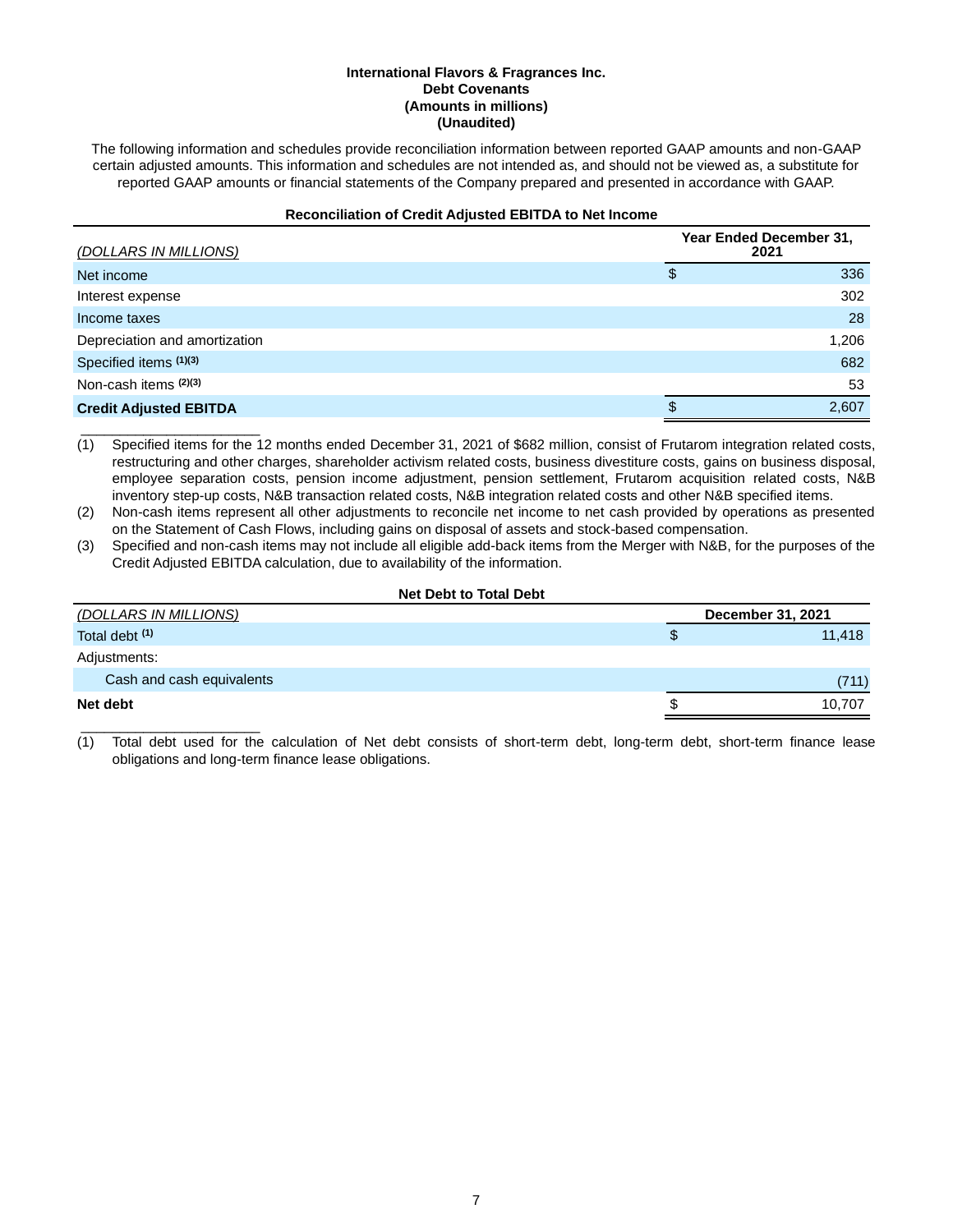**International Flavors & Fragrances Inc.**
**Debt Covenants**
**(Amounts in millions)**
**(Unaudited)**

The following information and schedules provide reconciliation information between reported GAAP amounts and non-GAAP certain adjusted amounts. This information and schedules are not intended as, and should not be viewed as, a substitute for reported GAAP amounts or financial statements of the Company prepared and presented in accordance with GAAP.

**Reconciliation of Credit Adjusted EBITDA to Net Income**

| *(DOLLARS IN MILLIONS)* | Year Ended December 31, 2021 |
|---|---|
| Net income | $ 336 |
| Interest expense | 302 |
| Income taxes | 28 |
| Depreciation and amortization | 1,206 |
| Specified items [(1)(3)] | 682 |
| Non-cash items [(2)(3)] | 53 |
| **Credit Adjusted EBITDA** | $ 2,607 |

(1) Specified items for the 12 months ended December 31, 2021 of $682 million, consist of Frutarom integration related costs, restructuring and other charges, shareholder activism related costs, business divestiture costs, gains on business disposal, employee separation costs, pension income adjustment, pension settlement, Frutarom acquisition related costs, N&B inventory step-up costs, N&B transaction related costs, N&B integration related costs and other N&B specified items.

(2) Non-cash items represent all other adjustments to reconcile net income to net cash provided by operations as presented on the Statement of Cash Flows, including gains on disposal of assets and stock-based compensation.

(3) Specified and non-cash items may not include all eligible add-back items from the Merger with N&B, for the purposes of the Credit Adjusted EBITDA calculation, due to availability of the information.

**Net Debt to Total Debt**

| *(DOLLARS IN MILLIONS)* | December 31, 2021 |
|---|---|
| Total debt [(1)] | $ 11,418 |
| Adjustments: | |
| Cash and cash equivalents | (711) |
| **Net debt** | $ 10,707 |

(1) Total debt used for the calculation of Net debt consists of short-term debt, long-term debt, short-term finance lease obligations and long-term finance lease obligations.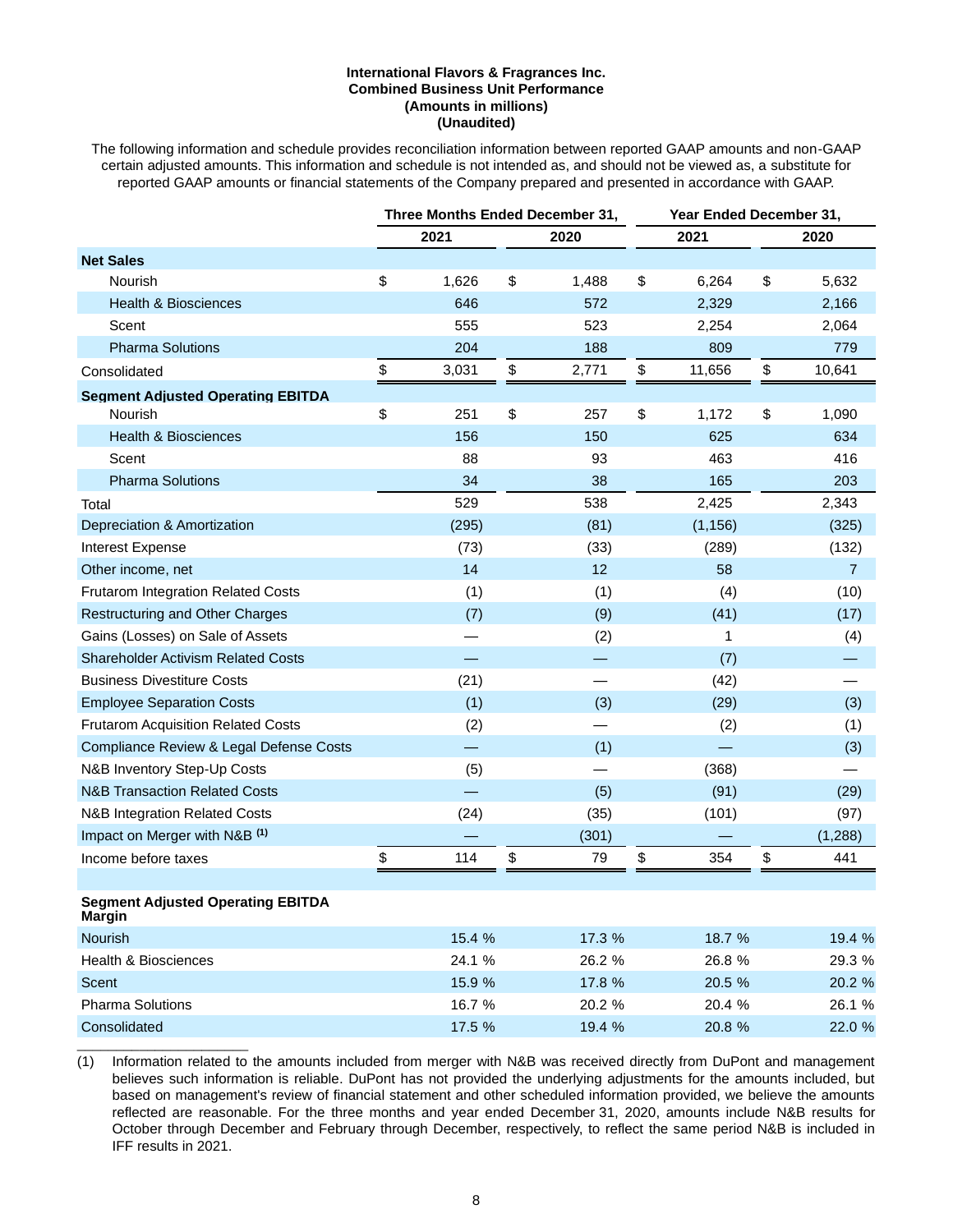**International Flavors & Fragrances Inc.**
**Combined Business Unit Performance**
**(Amounts in millions)**
**(Unaudited)**

The following information and schedule provides reconciliation information between reported GAAP amounts and non-GAAP certain adjusted amounts. This information and schedule is not intended as, and should not be viewed as, a substitute for reported GAAP amounts or financial statements of the Company prepared and presented in accordance with GAAP.

| | Three Months Ended December 31, | | Year Ended December 31, | |
|---|---|---|---|---|
| | 2021 | 2020 | 2021 | 2020 |
| **Net Sales** | | | | |
| Nourish | $ 1,626 | $ 1,488 | $ 6,264 | $ 5,632 |
| Health & Biosciences | 646 | 572 | 2,329 | 2,166 |
| Scent | 555 | 523 | 2,254 | 2,064 |
| Pharma Solutions | 204 | 188 | 809 | 779 |
| Consolidated | $ 3,031 | $ 2,771 | $ 11,656 | $ 10,641 |
| **Segment Adjusted Operating EBITDA** | | | | |
| Nourish | $ 251 | $ 257 | $ 1,172 | $ 1,090 |
| Health & Biosciences | 156 | 150 | 625 | 634 |
| Scent | 88 | 93 | 463 | 416 |
| Pharma Solutions | 34 | 38 | 165 | 203 |
| Total | 529 | 538 | 2,425 | 2,343 |
| Depreciation & Amortization | (295) | (81) | (1,156) | (325) |
| Interest Expense | (73) | (33) | (289) | (132) |
| Other income, net | 14 | 12 | 58 | 7 |
| Frutarom Integration Related Costs | (1) | (1) | (4) | (10) |
| Restructuring and Other Charges | (7) | (9) | (41) | (17) |
| Gains (Losses) on Sale of Assets | — | (2) | 1 | (4) |
| Shareholder Activism Related Costs | — | — | (7) | — |
| Business Divestiture Costs | (21) | — | (42) | — |
| Employee Separation Costs | (1) | (3) | (29) | (3) |
| Frutarom Acquisition Related Costs | (2) | — | (2) | (1) |
| Compliance Review & Legal Defense Costs | — | (1) | — | (3) |
| N&B Inventory Step-Up Costs | (5) | — | (368) | — |
| N&B Transaction Related Costs | — | (5) | (91) | (29) |
| N&B Integration Related Costs | (24) | (35) | (101) | (97) |
| Impact on Merger with N&B (1) | — | (301) | — | (1,288) |
| Income before taxes | $ 114 | $ 79 | $ 354 | $ 441 |
| | | | | |
| **Segment Adjusted Operating EBITDA Margin** | | | | |
| Nourish | 15.4 % | 17.3 % | 18.7 % | 19.4 % |
| Health & Biosciences | 24.1 % | 26.2 % | 26.8 % | 29.3 % |
| Scent | 15.9 % | 17.8 % | 20.5 % | 20.2 % |
| Pharma Solutions | 16.7 % | 20.2 % | 20.4 % | 26.1 % |
| Consolidated | 17.5 % | 19.4 % | 20.8 % | 22.0 % |

(1) Information related to the amounts included from merger with N&B was received directly from DuPont and management believes such information is reliable. DuPont has not provided the underlying adjustments for the amounts included, but based on management's review of financial statement and other scheduled information provided, we believe the amounts reflected are reasonable. For the three months and year ended December 31, 2020, amounts include N&B results for October through December and February through December, respectively, to reflect the same period N&B is included in IFF results in 2021.